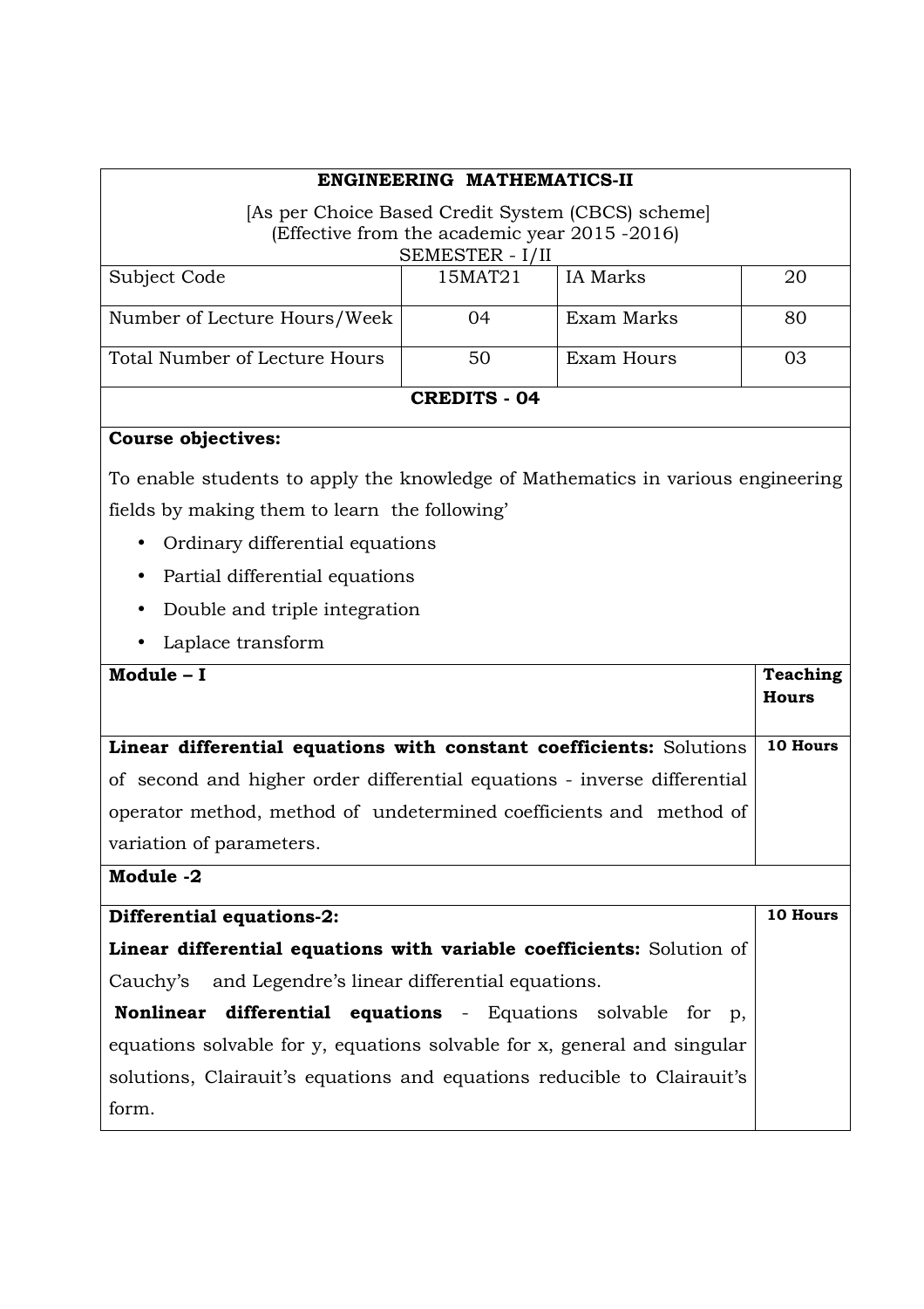# ENGINEERING MATHEMATICS-II

[As per Choice Based Credit System (CBCS) scheme]
(Effective from the academic year 2015 -2016)
SEMESTER - I/II

| Subject Code | 15MAT21 | IA Marks | 20 |
|---|---|---|---|
| Number of Lecture Hours/Week | 04 | Exam Marks | 80 |
| Total Number of Lecture Hours | 50 | Exam Hours | 03 |

**CREDITS - 04**

**Course objectives:**

To enable students to apply the knowledge of Mathematics in various engineering fields by making them to learn the following'

- Ordinary differential equations
- Partial differential equations
- Double and triple integration
- Laplace transform

| **Module – I** | **Teaching Hours** |
|---|---|
| **Linear differential equations with constant coefficients:** Solutions of second and higher order differential equations - inverse differential operator method, method of undetermined coefficients and method of variation of parameters. | **10 Hours** |
| **Module -2** | |
| **Differential equations-2:** **Linear differential equations with variable coefficients:** Solution of Cauchy's and Legendre's linear differential equations. **Nonlinear differential equations** - Equations solvable for p, equations solvable for y, equations solvable for x, general and singular solutions, Clairauit's equations and equations reducible to Clairauit's form. | **10 Hours** |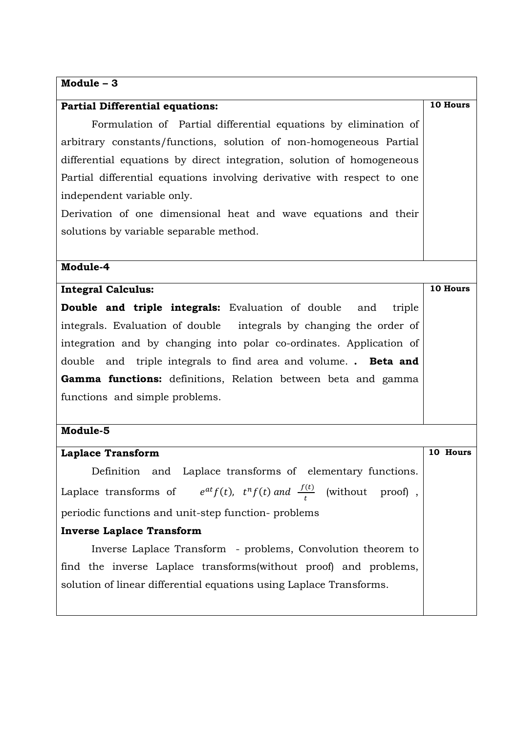| Module – 3 | |
|---|---|
| **Partial Differential equations:** Formulation of Partial differential equations by elimination of arbitrary constants/functions, solution of non-homogeneous Partial differential equations by direct integration, solution of homogeneous Partial differential equations involving derivative with respect to one independent variable only. Derivation of one dimensional heat and wave equations and their solutions by variable separable method. | **10 Hours** |

| Module-4 | |
|---|---|
| **Integral Calculus:** **Double and triple integrals:** Evaluation of double and triple integrals. Evaluation of double integrals by changing the order of integration and by changing into polar co-ordinates. Application of double and triple integrals to find area and volume. . **Beta and Gamma functions:** definitions, Relation between beta and gamma functions and simple problems. | **10 Hours** |

| Module-5 | |
|---|---|
| **Laplace Transform** Definition and Laplace transforms of elementary functions. Laplace transforms of $e^{at}f(t)$, $t^n f(t)$ and $\frac{f(t)}{t}$ (without proof) , periodic functions and unit-step function- problems **Inverse Laplace Transform** Inverse Laplace Transform - problems, Convolution theorem to find the inverse Laplace transforms(without proof) and problems, solution of linear differential equations using Laplace Transforms. | **10 Hours** |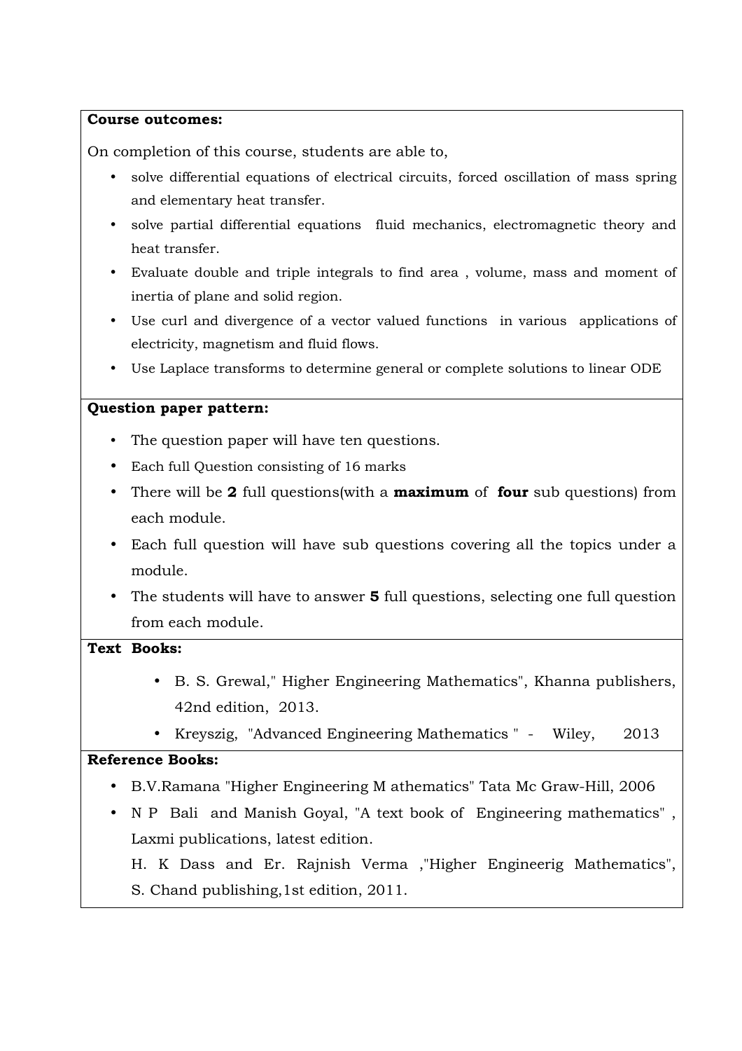**Course outcomes:**

On completion of this course, students are able to,

- solve differential equations of electrical circuits, forced oscillation of mass spring and elementary heat transfer.
- solve partial differential equations fluid mechanics, electromagnetic theory and heat transfer.
- Evaluate double and triple integrals to find area , volume, mass and moment of inertia of plane and solid region.
- Use curl and divergence of a vector valued functions in various applications of electricity, magnetism and fluid flows.
- Use Laplace transforms to determine general or complete solutions to linear ODE

**Question paper pattern:**

- The question paper will have ten questions.
- Each full Question consisting of 16 marks
- There will be **2** full questions(with a **maximum** of **four** sub questions) from each module.
- Each full question will have sub questions covering all the topics under a module.
- The students will have to answer **5** full questions, selecting one full question from each module.

**Text Books:**

- B. S. Grewal," Higher Engineering Mathematics", Khanna publishers, 42nd edition, 2013.
- Kreyszig, "Advanced Engineering Mathematics " - Wiley, 2013

**Reference Books:**

- B.V.Ramana "Higher Engineering M athematics" Tata Mc Graw-Hill, 2006
- N P Bali and Manish Goyal, "A text book of Engineering mathematics" , Laxmi publications, latest edition.
  H. K Dass and Er. Rajnish Verma ,"Higher Engineerig Mathematics", S. Chand publishing,1st edition, 2011.